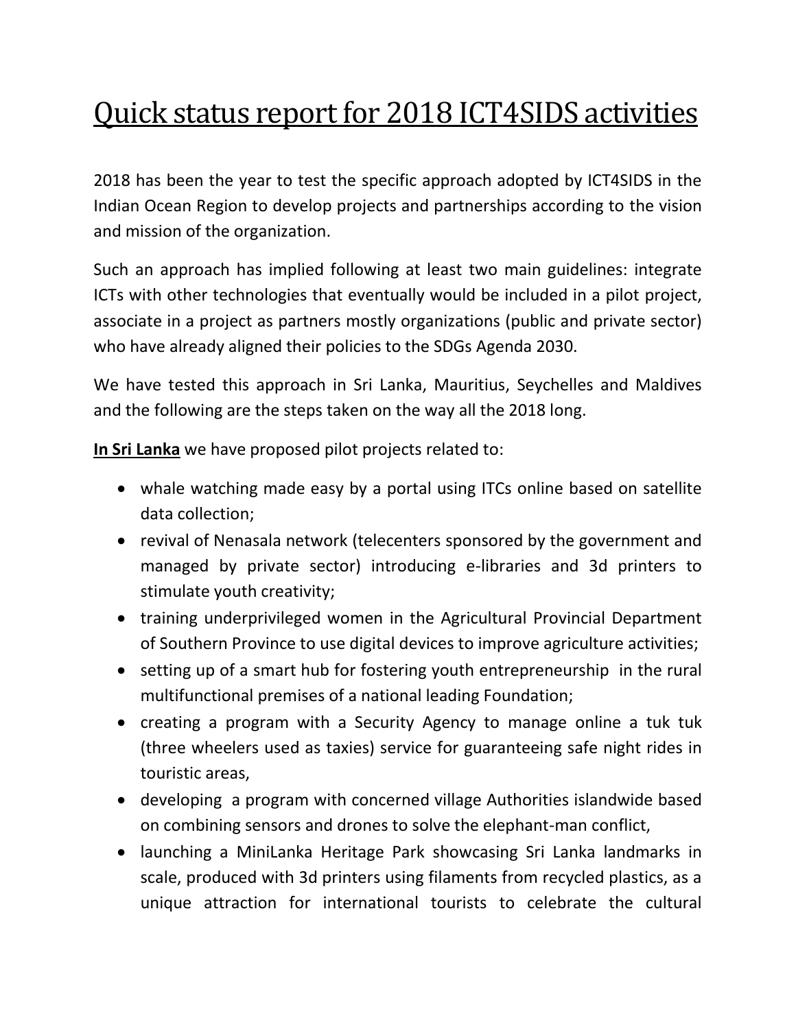# Quick status report for 2018 ICT4SIDS activities

2018 has been the year to test the specific approach adopted by ICT4SIDS in the Indian Ocean Region to develop projects and partnerships according to the vision and mission of the organization.

Such an approach has implied following at least two main guidelines: integrate ICTs with other technologies that eventually would be included in a pilot project, associate in a project as partners mostly organizations (public and private sector) who have already aligned their policies to the SDGs Agenda 2030.

We have tested this approach in Sri Lanka, Mauritius, Seychelles and Maldives and the following are the steps taken on the way all the 2018 long.

**In Sri Lanka** we have proposed pilot projects related to:

- whale watching made easy by a portal using ITCs online based on satellite data collection;
- revival of Nenasala network (telecenters sponsored by the government and managed by private sector) introducing e-libraries and 3d printers to stimulate youth creativity;
- training underprivileged women in the Agricultural Provincial Department of Southern Province to use digital devices to improve agriculture activities;
- setting up of a smart hub for fostering youth entrepreneurship in the rural multifunctional premises of a national leading Foundation;
- creating a program with a Security Agency to manage online a tuk tuk (three wheelers used as taxies) service for guaranteeing safe night rides in touristic areas,
- developing a program with concerned village Authorities islandwide based on combining sensors and drones to solve the elephant-man conflict,
- launching a MiniLanka Heritage Park showcasing Sri Lanka landmarks in scale, produced with 3d printers using filaments from recycled plastics, as a unique attraction for international tourists to celebrate the cultural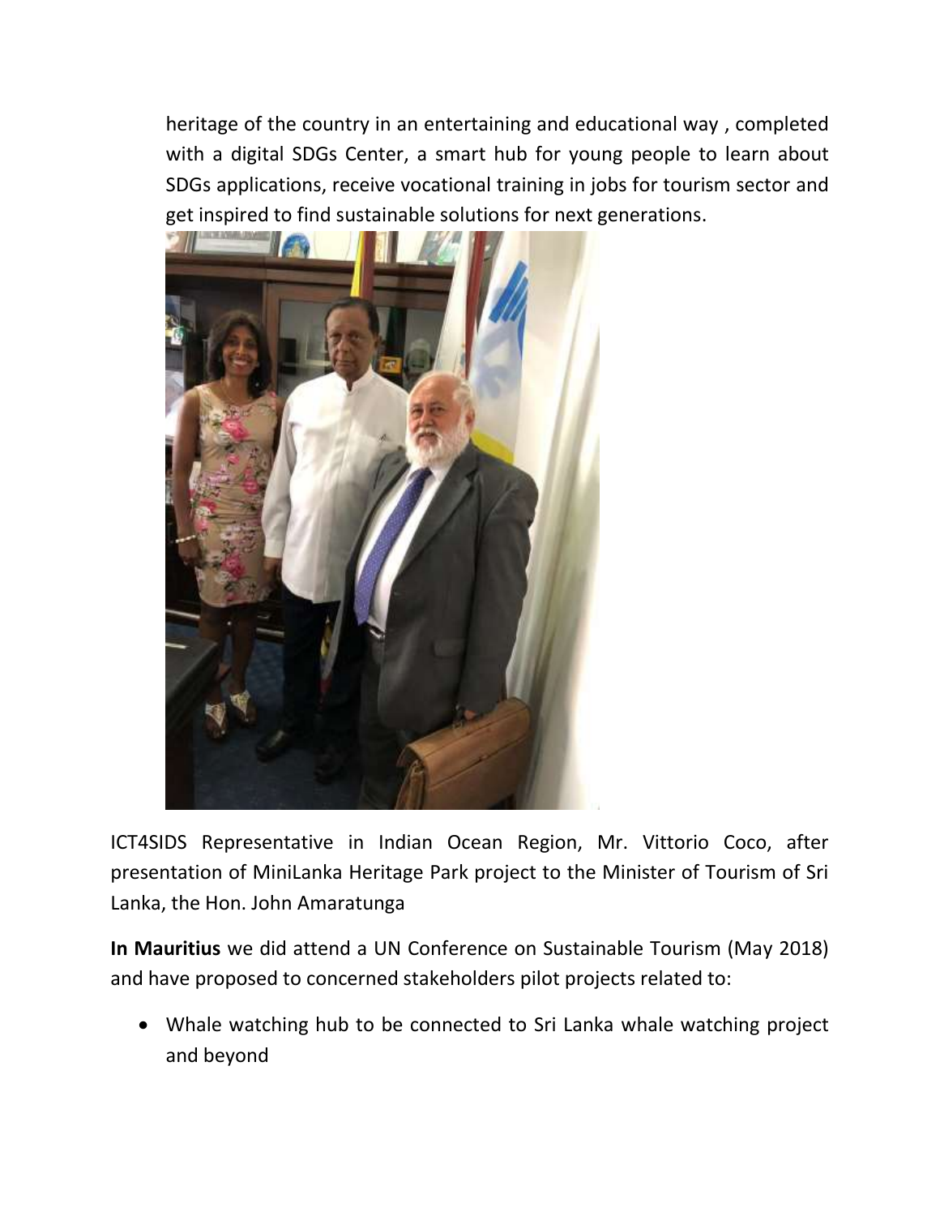heritage of the country in an entertaining and educational way , completed with a digital SDGs Center, a smart hub for young people to learn about SDGs applications, receive vocational training in jobs for tourism sector and get inspired to find sustainable solutions for next generations.

ICT4SIDS Representative in Indian Ocean Region, Mr. Vittorio Coco, after presentation of MiniLanka Heritage Park project to the Minister of Tourism of Sri Lanka, the Hon. John Amaratunga

**In Mauritius** we did attend a UN Conference on Sustainable Tourism (May 2018) and have proposed to concerned stakeholders pilot projects related to:

- Whale watching hub to be connected to Sri Lanka whale watching project and beyond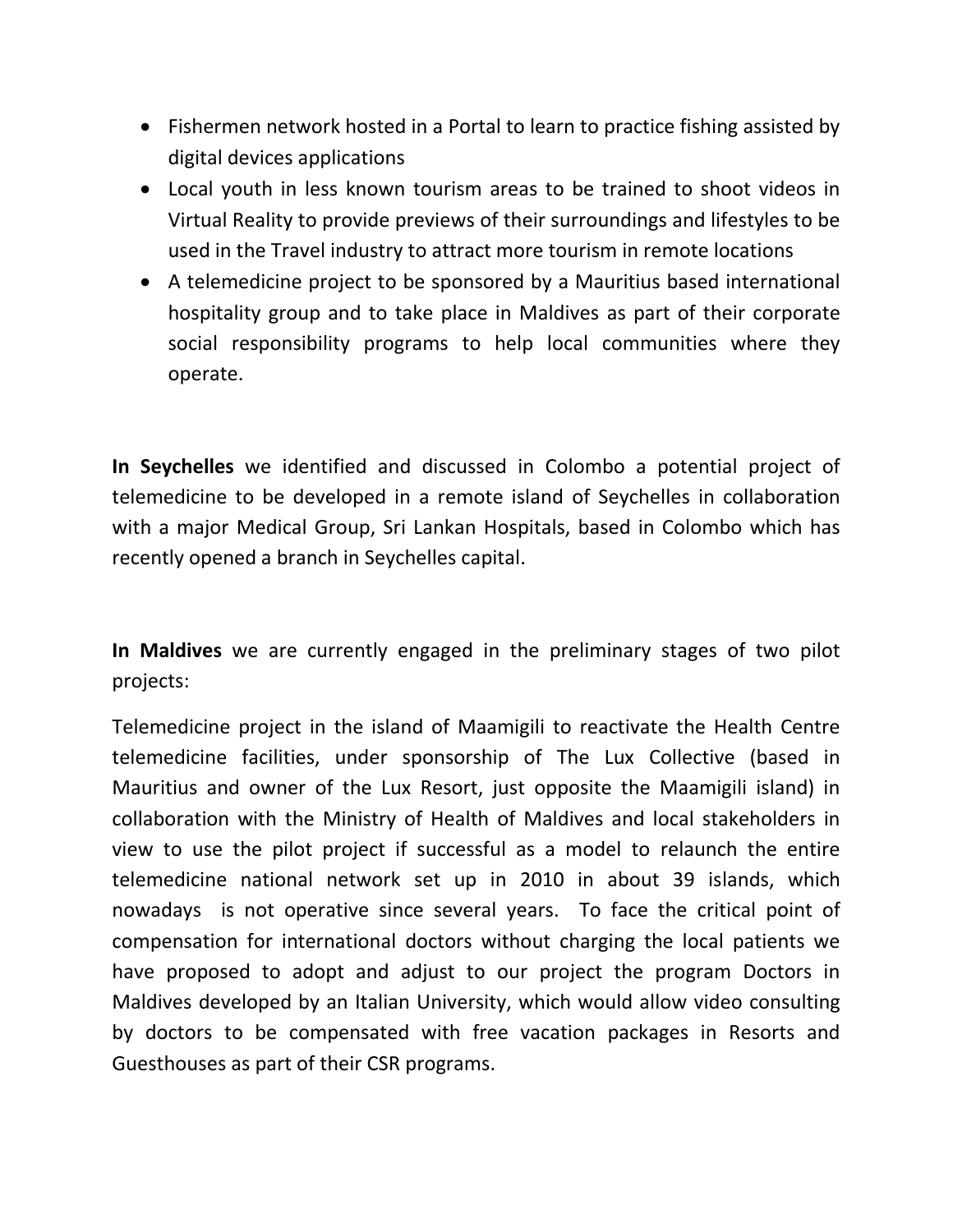- Fishermen network hosted in a Portal to learn to practice fishing assisted by digital devices applications
- Local youth in less known tourism areas to be trained to shoot videos in Virtual Reality to provide previews of their surroundings and lifestyles to be used in the Travel industry to attract more tourism in remote locations
- A telemedicine project to be sponsored by a Mauritius based international hospitality group and to take place in Maldives as part of their corporate social responsibility programs to help local communities where they operate.

**In Seychelles** we identified and discussed in Colombo a potential project of telemedicine to be developed in a remote island of Seychelles in collaboration with a major Medical Group, Sri Lankan Hospitals, based in Colombo which has recently opened a branch in Seychelles capital.

**In Maldives** we are currently engaged in the preliminary stages of two pilot projects:

Telemedicine project in the island of Maamigili to reactivate the Health Centre telemedicine facilities, under sponsorship of The Lux Collective (based in Mauritius and owner of the Lux Resort, just opposite the Maamigili island) in collaboration with the Ministry of Health of Maldives and local stakeholders in view to use the pilot project if successful as a model to relaunch the entire telemedicine national network set up in 2010 in about 39 islands, which nowadays is not operative since several years. To face the critical point of compensation for international doctors without charging the local patients we have proposed to adopt and adjust to our project the program Doctors in Maldives developed by an Italian University, which would allow video consulting by doctors to be compensated with free vacation packages in Resorts and Guesthouses as part of their CSR programs.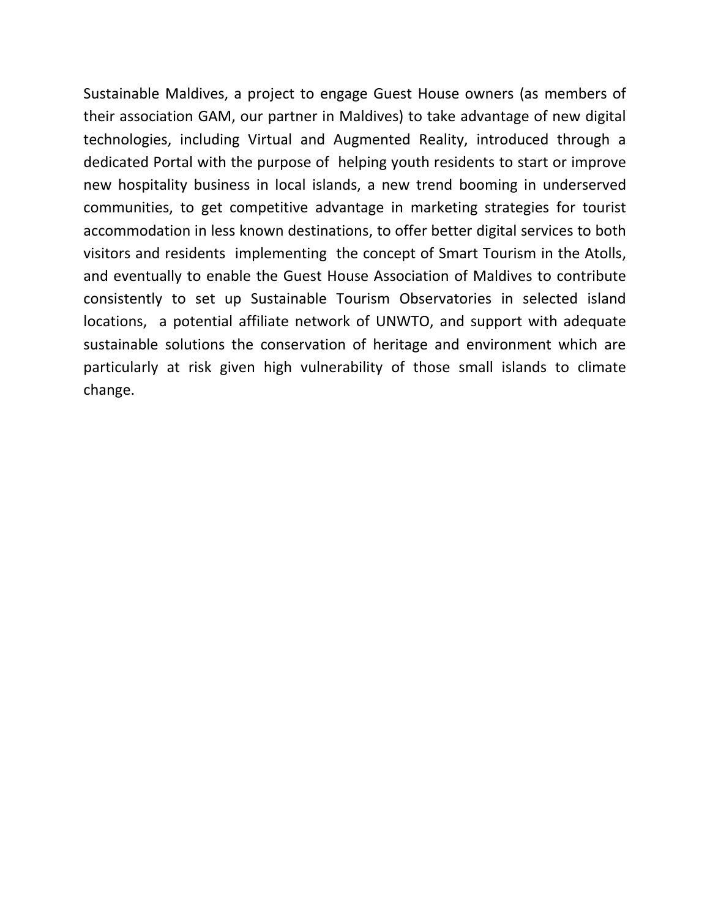Sustainable Maldives, a project to engage Guest House owners (as members of their association GAM, our partner in Maldives) to take advantage of new digital technologies, including Virtual and Augmented Reality, introduced through a dedicated Portal with the purpose of helping youth residents to start or improve new hospitality business in local islands, a new trend booming in underserved communities, to get competitive advantage in marketing strategies for tourist accommodation in less known destinations, to offer better digital services to both visitors and residents implementing the concept of Smart Tourism in the Atolls, and eventually to enable the Guest House Association of Maldives to contribute consistently to set up Sustainable Tourism Observatories in selected island locations, a potential affiliate network of UNWTO, and support with adequate sustainable solutions the conservation of heritage and environment which are particularly at risk given high vulnerability of those small islands to climate change.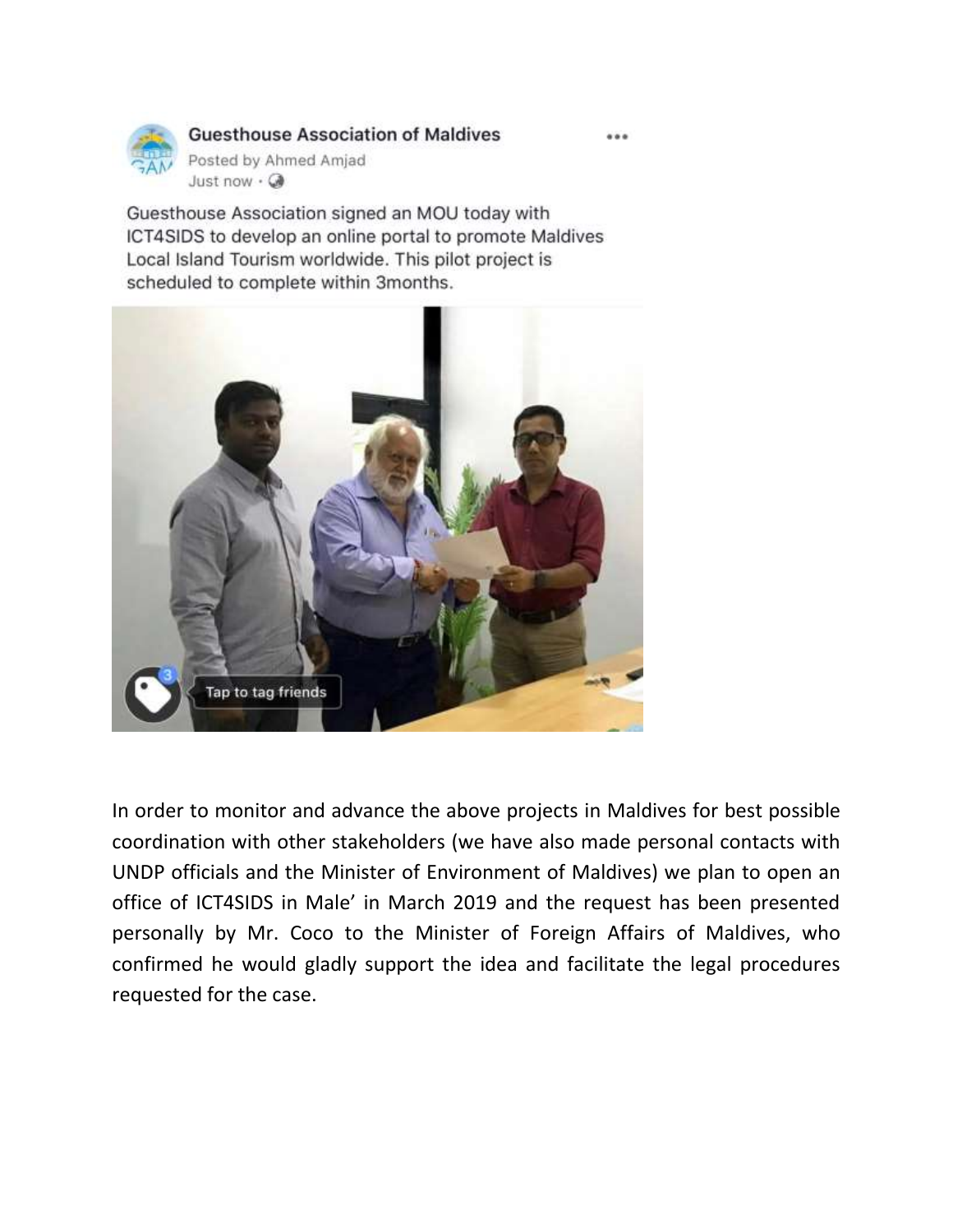Guesthouse Association of Maldives
Posted by Ahmed Amjad
Just now ·

Guesthouse Association signed an MOU today with ICT4SIDS to develop an online portal to promote Maldives Local Island Tourism worldwide. This pilot project is scheduled to complete within 3months.

Tap to tag friends

In order to monitor and advance the above projects in Maldives for best possible coordination with other stakeholders (we have also made personal contacts with UNDP officials and the Minister of Environment of Maldives) we plan to open an office of ICT4SIDS in Male' in March 2019 and the request has been presented personally by Mr. Coco to the Minister of Foreign Affairs of Maldives, who confirmed he would gladly support the idea and facilitate the legal procedures requested for the case.